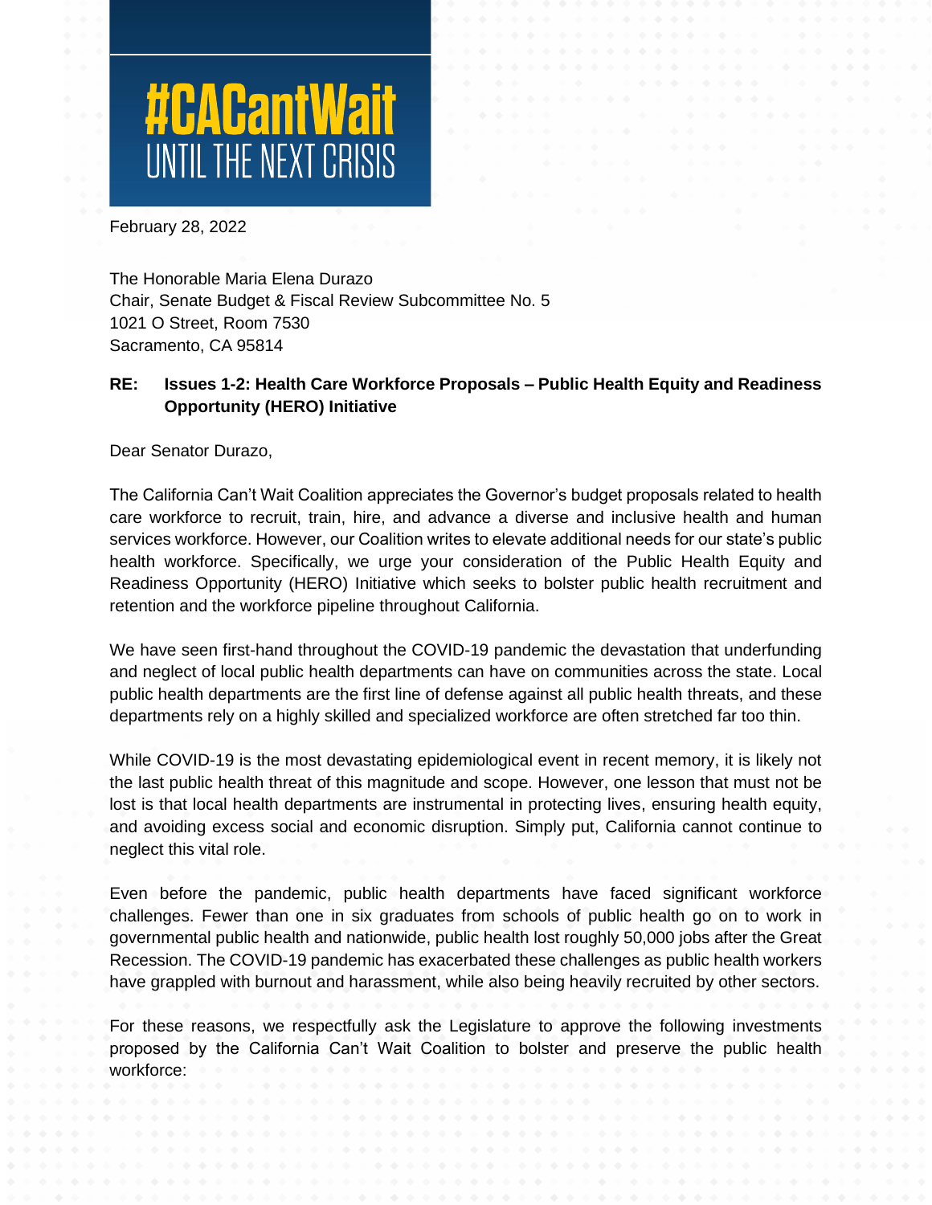# #CACantWait UNTIL THE NEXT CRISIS

February 28, 2022

The Honorable Maria Elena Durazo
Chair, Senate Budget & Fiscal Review Subcommittee No. 5
1021 O Street, Room 7530
Sacramento, CA 95814

**RE: Issues 1-2: Health Care Workforce Proposals – Public Health Equity and Readiness Opportunity (HERO) Initiative**

Dear Senator Durazo,

The California Can't Wait Coalition appreciates the Governor's budget proposals related to health care workforce to recruit, train, hire, and advance a diverse and inclusive health and human services workforce. However, our Coalition writes to elevate additional needs for our state's public health workforce. Specifically, we urge your consideration of the Public Health Equity and Readiness Opportunity (HERO) Initiative which seeks to bolster public health recruitment and retention and the workforce pipeline throughout California.

We have seen first-hand throughout the COVID-19 pandemic the devastation that underfunding and neglect of local public health departments can have on communities across the state. Local public health departments are the first line of defense against all public health threats, and these departments rely on a highly skilled and specialized workforce are often stretched far too thin.

While COVID-19 is the most devastating epidemiological event in recent memory, it is likely not the last public health threat of this magnitude and scope. However, one lesson that must not be lost is that local health departments are instrumental in protecting lives, ensuring health equity, and avoiding excess social and economic disruption. Simply put, California cannot continue to neglect this vital role.

Even before the pandemic, public health departments have faced significant workforce challenges. Fewer than one in six graduates from schools of public health go on to work in governmental public health and nationwide, public health lost roughly 50,000 jobs after the Great Recession. The COVID-19 pandemic has exacerbated these challenges as public health workers have grappled with burnout and harassment, while also being heavily recruited by other sectors.

For these reasons, we respectfully ask the Legislature to approve the following investments proposed by the California Can't Wait Coalition to bolster and preserve the public health workforce: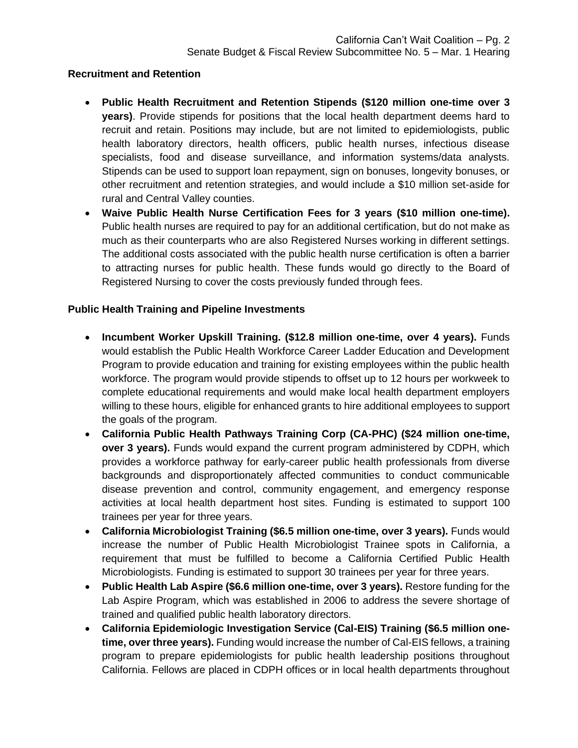**Recruitment and Retention**

- **Public Health Recruitment and Retention Stipends ($120 million one-time over 3 years)**. Provide stipends for positions that the local health department deems hard to recruit and retain. Positions may include, but are not limited to epidemiologists, public health laboratory directors, health officers, public health nurses, infectious disease specialists, food and disease surveillance, and information systems/data analysts. Stipends can be used to support loan repayment, sign on bonuses, longevity bonuses, or other recruitment and retention strategies, and would include a $10 million set-aside for rural and Central Valley counties.
- **Waive Public Health Nurse Certification Fees for 3 years ($10 million one-time).** Public health nurses are required to pay for an additional certification, but do not make as much as their counterparts who are also Registered Nurses working in different settings. The additional costs associated with the public health nurse certification is often a barrier to attracting nurses for public health. These funds would go directly to the Board of Registered Nursing to cover the costs previously funded through fees.

**Public Health Training and Pipeline Investments**

- **Incumbent Worker Upskill Training. ($12.8 million one-time, over 4 years).** Funds would establish the Public Health Workforce Career Ladder Education and Development Program to provide education and training for existing employees within the public health workforce. The program would provide stipends to offset up to 12 hours per workweek to complete educational requirements and would make local health department employers willing to these hours, eligible for enhanced grants to hire additional employees to support the goals of the program.
- **California Public Health Pathways Training Corp (CA-PHC) ($24 million one-time, over 3 years).** Funds would expand the current program administered by CDPH, which provides a workforce pathway for early-career public health professionals from diverse backgrounds and disproportionately affected communities to conduct communicable disease prevention and control, community engagement, and emergency response activities at local health department host sites. Funding is estimated to support 100 trainees per year for three years.
- **California Microbiologist Training ($6.5 million one-time, over 3 years).** Funds would increase the number of Public Health Microbiologist Trainee spots in California, a requirement that must be fulfilled to become a California Certified Public Health Microbiologists. Funding is estimated to support 30 trainees per year for three years.
- **Public Health Lab Aspire ($6.6 million one-time, over 3 years).** Restore funding for the Lab Aspire Program, which was established in 2006 to address the severe shortage of trained and qualified public health laboratory directors.
- **California Epidemiologic Investigation Service (Cal-EIS) Training ($6.5 million one-time, over three years).** Funding would increase the number of Cal-EIS fellows, a training program to prepare epidemiologists for public health leadership positions throughout California. Fellows are placed in CDPH offices or in local health departments throughout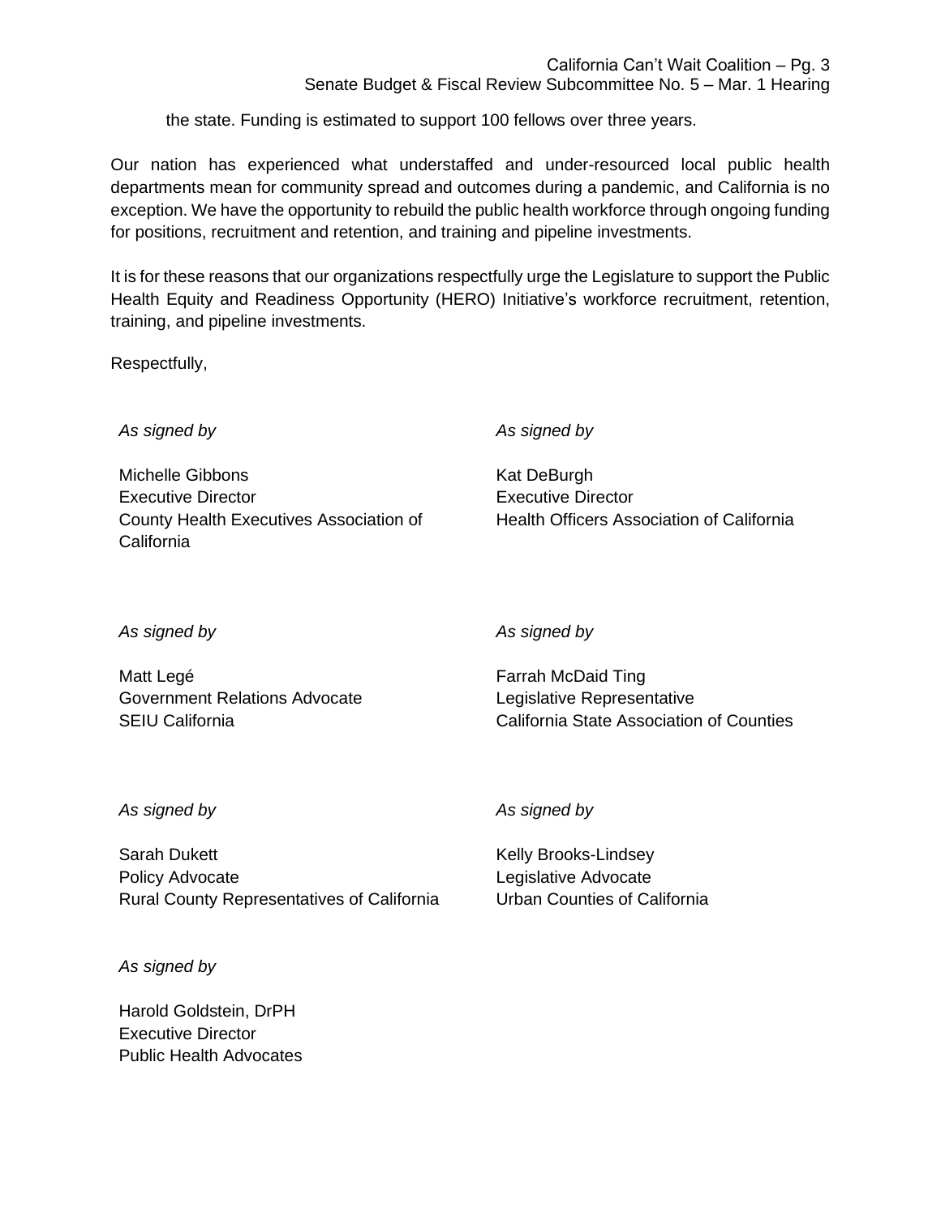the state. Funding is estimated to support 100 fellows over three years.

Our nation has experienced what understaffed and under-resourced local public health departments mean for community spread and outcomes during a pandemic, and California is no exception. We have the opportunity to rebuild the public health workforce through ongoing funding for positions, recruitment and retention, and training and pipeline investments.

It is for these reasons that our organizations respectfully urge the Legislature to support the Public Health Equity and Readiness Opportunity (HERO) Initiative's workforce recruitment, retention, training, and pipeline investments.

Respectfully,

*As signed by*

Michelle Gibbons
Executive Director
County Health Executives Association of California

*As signed by*

Kat DeBurgh
Executive Director
Health Officers Association of California

*As signed by*

Matt Legé
Government Relations Advocate
SEIU California

*As signed by*

Farrah McDaid Ting
Legislative Representative
California State Association of Counties

*As signed by*

Sarah Dukett
Policy Advocate
Rural County Representatives of California

*As signed by*

Kelly Brooks-Lindsey
Legislative Advocate
Urban Counties of California

*As signed by*

Harold Goldstein, DrPH
Executive Director
Public Health Advocates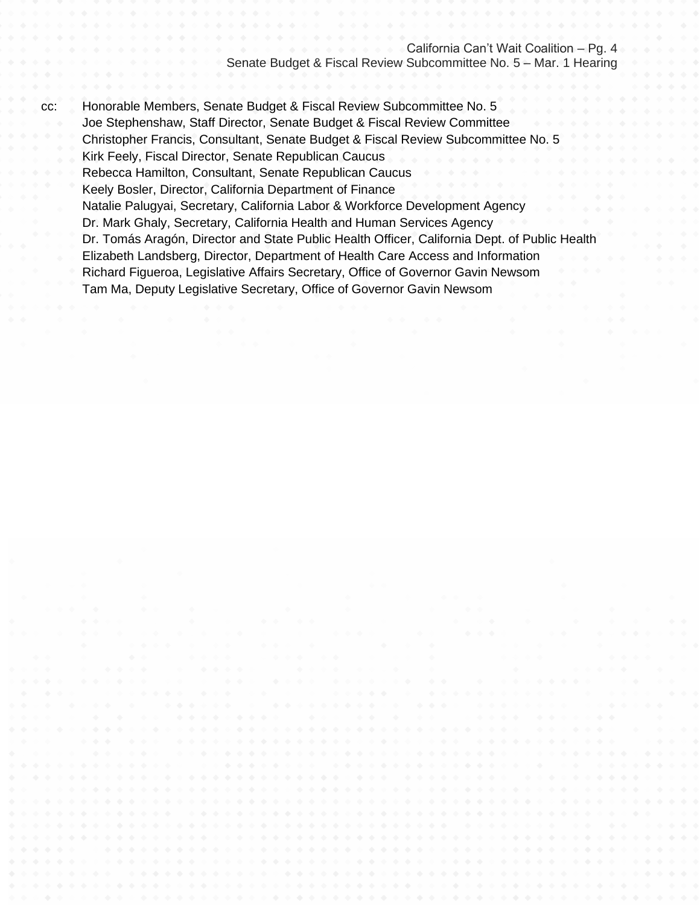cc: Honorable Members, Senate Budget & Fiscal Review Subcommittee No. 5
Joe Stephenshaw, Staff Director, Senate Budget & Fiscal Review Committee
Christopher Francis, Consultant, Senate Budget & Fiscal Review Subcommittee No. 5
Kirk Feely, Fiscal Director, Senate Republican Caucus
Rebecca Hamilton, Consultant, Senate Republican Caucus
Keely Bosler, Director, California Department of Finance
Natalie Palugyai, Secretary, California Labor & Workforce Development Agency
Dr. Mark Ghaly, Secretary, California Health and Human Services Agency
Dr. Tomás Aragón, Director and State Public Health Officer, California Dept. of Public Health
Elizabeth Landsberg, Director, Department of Health Care Access and Information
Richard Figueroa, Legislative Affairs Secretary, Office of Governor Gavin Newsom
Tam Ma, Deputy Legislative Secretary, Office of Governor Gavin Newsom